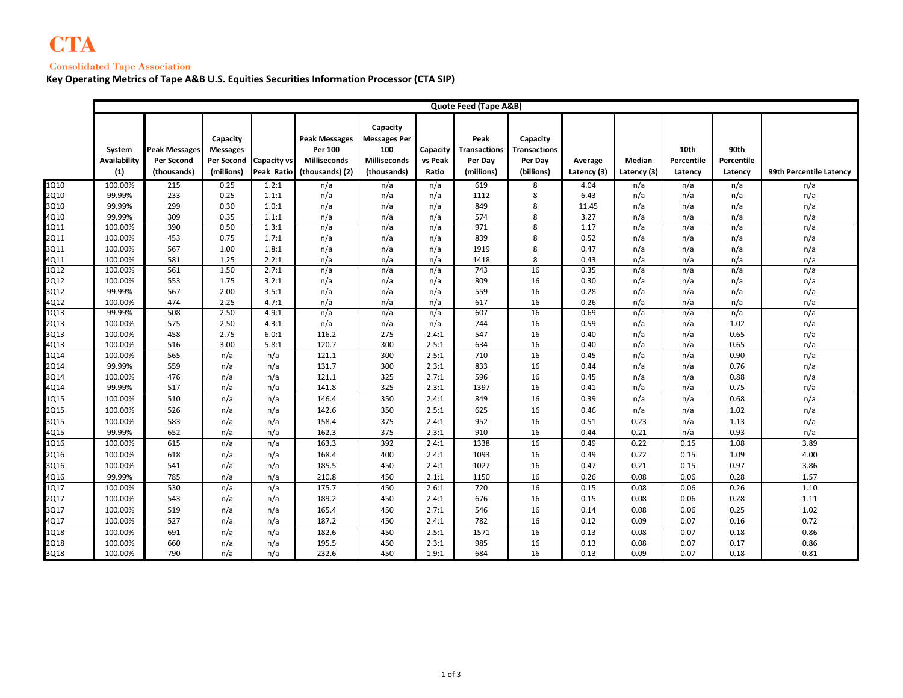# CTA

Consolidated Tape Association

**Key Operating Metrics of Tape A&B U.S. Equities Securities Information Processor (CTA SIP)**

| | Quote Feed (Tape A&B) | | | | | | | | | | | | | |
|---|---|---|---|---|---|---|---|---|---|---|---|---|---|---|
| | System Availability (1) | Peak Messages Per Second (thousands) | Capacity Messages Per Second (millions) | Capacity vs Peak Ratio | Peak Messages Per 100 Milliseconds (thousands) (2) | Capacity Messages Per 100 Milliseconds (thousands) | Capacity vs Peak Ratio | Peak Transactions Per Day (millions) | Capacity Transactions Per Day (billions) | Average Latency (3) | Median Latency (3) | 10th Percentile Latency | 90th Percentile Latency | 99th Percentile Latency |
| 1Q10 | 100.00% | 215 | 0.25 | 1.2:1 | n/a | n/a | n/a | 619 | 8 | 4.04 | n/a | n/a | n/a | n/a |
| 2Q10 | 99.99% | 233 | 0.25 | 1.1:1 | n/a | n/a | n/a | 1112 | 8 | 6.43 | n/a | n/a | n/a | n/a |
| 3Q10 | 99.99% | 299 | 0.30 | 1.0:1 | n/a | n/a | n/a | 849 | 8 | 11.45 | n/a | n/a | n/a | n/a |
| 4Q10 | 99.99% | 309 | 0.35 | 1.1:1 | n/a | n/a | n/a | 574 | 8 | 3.27 | n/a | n/a | n/a | n/a |
| 1Q11 | 100.00% | 390 | 0.50 | 1.3:1 | n/a | n/a | n/a | 971 | 8 | 1.17 | n/a | n/a | n/a | n/a |
| 2Q11 | 100.00% | 453 | 0.75 | 1.7:1 | n/a | n/a | n/a | 839 | 8 | 0.52 | n/a | n/a | n/a | n/a |
| 3Q11 | 100.00% | 567 | 1.00 | 1.8:1 | n/a | n/a | n/a | 1919 | 8 | 0.47 | n/a | n/a | n/a | n/a |
| 4Q11 | 100.00% | 581 | 1.25 | 2.2:1 | n/a | n/a | n/a | 1418 | 8 | 0.43 | n/a | n/a | n/a | n/a |
| 1Q12 | 100.00% | 561 | 1.50 | 2.7:1 | n/a | n/a | n/a | 743 | 16 | 0.35 | n/a | n/a | n/a | n/a |
| 2Q12 | 100.00% | 553 | 1.75 | 3.2:1 | n/a | n/a | n/a | 809 | 16 | 0.30 | n/a | n/a | n/a | n/a |
| 3Q12 | 99.99% | 567 | 2.00 | 3.5:1 | n/a | n/a | n/a | 559 | 16 | 0.28 | n/a | n/a | n/a | n/a |
| 4Q12 | 100.00% | 474 | 2.25 | 4.7:1 | n/a | n/a | n/a | 617 | 16 | 0.26 | n/a | n/a | n/a | n/a |
| 1Q13 | 99.99% | 508 | 2.50 | 4.9:1 | n/a | n/a | n/a | 607 | 16 | 0.69 | n/a | n/a | n/a | n/a |
| 2Q13 | 100.00% | 575 | 2.50 | 4.3:1 | n/a | n/a | n/a | 744 | 16 | 0.59 | n/a | n/a | 1.02 | n/a |
| 3Q13 | 100.00% | 458 | 2.75 | 6.0:1 | 116.2 | 275 | 2.4:1 | 547 | 16 | 0.40 | n/a | n/a | 0.65 | n/a |
| 4Q13 | 100.00% | 516 | 3.00 | 5.8:1 | 120.7 | 300 | 2.5:1 | 634 | 16 | 0.40 | n/a | n/a | 0.65 | n/a |
| 1Q14 | 100.00% | 565 | n/a | n/a | 121.1 | 300 | 2.5:1 | 710 | 16 | 0.45 | n/a | n/a | 0.90 | n/a |
| 2Q14 | 99.99% | 559 | n/a | n/a | 131.7 | 300 | 2.3:1 | 833 | 16 | 0.44 | n/a | n/a | 0.76 | n/a |
| 3Q14 | 100.00% | 476 | n/a | n/a | 121.1 | 325 | 2.7:1 | 596 | 16 | 0.45 | n/a | n/a | 0.88 | n/a |
| 4Q14 | 99.99% | 517 | n/a | n/a | 141.8 | 325 | 2.3:1 | 1397 | 16 | 0.41 | n/a | n/a | 0.75 | n/a |
| 1Q15 | 100.00% | 510 | n/a | n/a | 146.4 | 350 | 2.4:1 | 849 | 16 | 0.39 | n/a | n/a | 0.68 | n/a |
| 2Q15 | 100.00% | 526 | n/a | n/a | 142.6 | 350 | 2.5:1 | 625 | 16 | 0.46 | n/a | n/a | 1.02 | n/a |
| 3Q15 | 100.00% | 583 | n/a | n/a | 158.4 | 375 | 2.4:1 | 952 | 16 | 0.51 | 0.23 | n/a | 1.13 | n/a |
| 4Q15 | 99.99% | 652 | n/a | n/a | 162.3 | 375 | 2.3:1 | 910 | 16 | 0.44 | 0.21 | n/a | 0.93 | n/a |
| 1Q16 | 100.00% | 615 | n/a | n/a | 163.3 | 392 | 2.4:1 | 1338 | 16 | 0.49 | 0.22 | 0.15 | 1.08 | 3.89 |
| 2Q16 | 100.00% | 618 | n/a | n/a | 168.4 | 400 | 2.4:1 | 1093 | 16 | 0.49 | 0.22 | 0.15 | 1.09 | 4.00 |
| 3Q16 | 100.00% | 541 | n/a | n/a | 185.5 | 450 | 2.4:1 | 1027 | 16 | 0.47 | 0.21 | 0.15 | 0.97 | 3.86 |
| 4Q16 | 99.99% | 785 | n/a | n/a | 210.8 | 450 | 2.1:1 | 1150 | 16 | 0.26 | 0.08 | 0.06 | 0.28 | 1.57 |
| 1Q17 | 100.00% | 530 | n/a | n/a | 175.7 | 450 | 2.6:1 | 720 | 16 | 0.15 | 0.08 | 0.06 | 0.26 | 1.10 |
| 2Q17 | 100.00% | 543 | n/a | n/a | 189.2 | 450 | 2.4:1 | 676 | 16 | 0.15 | 0.08 | 0.06 | 0.28 | 1.11 |
| 3Q17 | 100.00% | 519 | n/a | n/a | 165.4 | 450 | 2.7:1 | 546 | 16 | 0.14 | 0.08 | 0.06 | 0.25 | 1.02 |
| 4Q17 | 100.00% | 527 | n/a | n/a | 187.2 | 450 | 2.4:1 | 782 | 16 | 0.12 | 0.09 | 0.07 | 0.16 | 0.72 |
| 1Q18 | 100.00% | 691 | n/a | n/a | 182.6 | 450 | 2.5:1 | 1571 | 16 | 0.13 | 0.08 | 0.07 | 0.18 | 0.86 |
| 2Q18 | 100.00% | 660 | n/a | n/a | 195.5 | 450 | 2.3:1 | 985 | 16 | 0.13 | 0.08 | 0.07 | 0.17 | 0.86 |
| 3Q18 | 100.00% | 790 | n/a | n/a | 232.6 | 450 | 1.9:1 | 684 | 16 | 0.13 | 0.09 | 0.07 | 0.18 | 0.81 |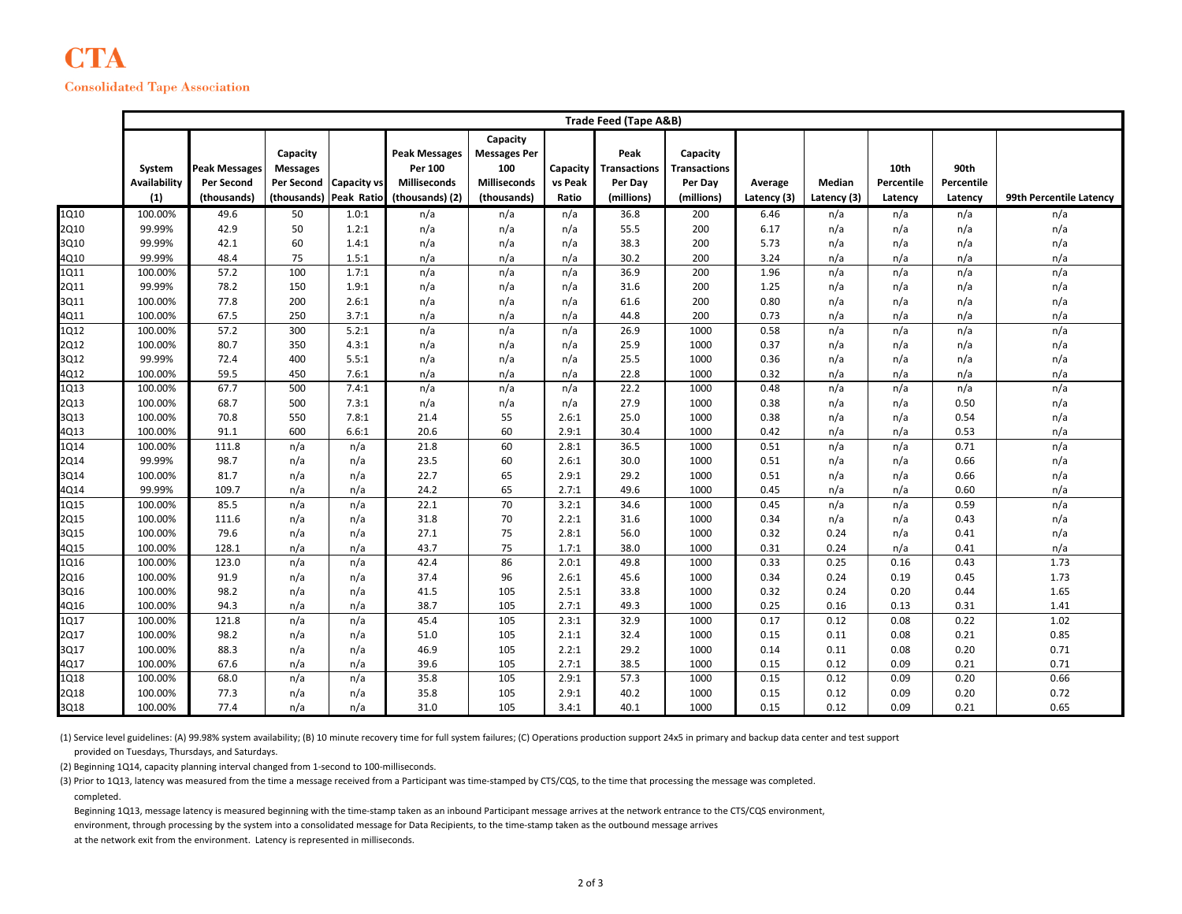# CTA

Consolidated Tape Association

| | Trade Feed (Tape A&B) | | | | | | | | | | | | | | |
|---|---|---|---|---|---|---|---|---|---|---|---|---|---|---|---|
| | System Availability (1) | Peak Messages Per Second (thousands) | Capacity Messages Per Second (thousands) | Capacity vs Peak Ratio | Peak Messages Per 100 Milliseconds (thousands) (2) | Capacity Messages Per 100 Milliseconds (thousands) | Capacity vs Peak Ratio | Peak Transactions Per Day (millions) | Capacity Transactions Per Day (millions) | Average Latency (3) | Median Latency (3) | 10th Percentile Latency | 90th Percentile Latency | 99th Percentile Latency |
| 1Q10 | 100.00% | 49.6 | 50 | 1.0:1 | n/a | n/a | n/a | 36.8 | 200 | 6.46 | n/a | n/a | n/a | n/a |
| 2Q10 | 99.99% | 42.9 | 50 | 1.2:1 | n/a | n/a | n/a | 55.5 | 200 | 6.17 | n/a | n/a | n/a | n/a |
| 3Q10 | 99.99% | 42.1 | 60 | 1.4:1 | n/a | n/a | n/a | 38.3 | 200 | 5.73 | n/a | n/a | n/a | n/a |
| 4Q10 | 99.99% | 48.4 | 75 | 1.5:1 | n/a | n/a | n/a | 30.2 | 200 | 3.24 | n/a | n/a | n/a | n/a |
| 1Q11 | 100.00% | 57.2 | 100 | 1.7:1 | n/a | n/a | n/a | 36.9 | 200 | 1.96 | n/a | n/a | n/a | n/a |
| 2Q11 | 99.99% | 78.2 | 150 | 1.9:1 | n/a | n/a | n/a | 31.6 | 200 | 1.25 | n/a | n/a | n/a | n/a |
| 3Q11 | 100.00% | 77.8 | 200 | 2.6:1 | n/a | n/a | n/a | 61.6 | 200 | 0.80 | n/a | n/a | n/a | n/a |
| 4Q11 | 100.00% | 67.5 | 250 | 3.7:1 | n/a | n/a | n/a | 44.8 | 200 | 0.73 | n/a | n/a | n/a | n/a |
| 1Q12 | 100.00% | 57.2 | 300 | 5.2:1 | n/a | n/a | n/a | 26.9 | 1000 | 0.58 | n/a | n/a | n/a | n/a |
| 2Q12 | 100.00% | 80.7 | 350 | 4.3:1 | n/a | n/a | n/a | 25.9 | 1000 | 0.37 | n/a | n/a | n/a | n/a |
| 3Q12 | 99.99% | 72.4 | 400 | 5.5:1 | n/a | n/a | n/a | 25.5 | 1000 | 0.36 | n/a | n/a | n/a | n/a |
| 4Q12 | 100.00% | 59.5 | 450 | 7.6:1 | n/a | n/a | n/a | 22.8 | 1000 | 0.32 | n/a | n/a | n/a | n/a |
| 1Q13 | 100.00% | 67.7 | 500 | 7.4:1 | n/a | n/a | n/a | 22.2 | 1000 | 0.48 | n/a | n/a | n/a | n/a |
| 2Q13 | 100.00% | 68.7 | 500 | 7.3:1 | n/a | n/a | n/a | 27.9 | 1000 | 0.38 | n/a | n/a | 0.50 | n/a |
| 3Q13 | 100.00% | 70.8 | 550 | 7.8:1 | 21.4 | 55 | 2.6:1 | 25.0 | 1000 | 0.38 | n/a | n/a | 0.54 | n/a |
| 4Q13 | 100.00% | 91.1 | 600 | 6.6:1 | 20.6 | 60 | 2.9:1 | 30.4 | 1000 | 0.42 | n/a | n/a | 0.53 | n/a |
| 1Q14 | 100.00% | 111.8 | n/a | n/a | 21.8 | 60 | 2.8:1 | 36.5 | 1000 | 0.51 | n/a | n/a | 0.71 | n/a |
| 2Q14 | 99.99% | 98.7 | n/a | n/a | 23.5 | 60 | 2.6:1 | 30.0 | 1000 | 0.51 | n/a | n/a | 0.66 | n/a |
| 3Q14 | 100.00% | 81.7 | n/a | n/a | 22.7 | 65 | 2.9:1 | 29.2 | 1000 | 0.51 | n/a | n/a | 0.66 | n/a |
| 4Q14 | 99.99% | 109.7 | n/a | n/a | 24.2 | 65 | 2.7:1 | 49.6 | 1000 | 0.45 | n/a | n/a | 0.60 | n/a |
| 1Q15 | 100.00% | 85.5 | n/a | n/a | 22.1 | 70 | 3.2:1 | 34.6 | 1000 | 0.45 | n/a | n/a | 0.59 | n/a |
| 2Q15 | 100.00% | 111.6 | n/a | n/a | 31.8 | 70 | 2.2:1 | 31.6 | 1000 | 0.34 | n/a | n/a | 0.43 | n/a |
| 3Q15 | 100.00% | 79.6 | n/a | n/a | 27.1 | 75 | 2.8:1 | 56.0 | 1000 | 0.32 | 0.24 | n/a | 0.41 | n/a |
| 4Q15 | 100.00% | 128.1 | n/a | n/a | 43.7 | 75 | 1.7:1 | 38.0 | 1000 | 0.31 | 0.24 | n/a | 0.41 | n/a |
| 1Q16 | 100.00% | 123.0 | n/a | n/a | 42.4 | 86 | 2.0:1 | 49.8 | 1000 | 0.33 | 0.25 | 0.16 | 0.43 | 1.73 |
| 2Q16 | 100.00% | 91.9 | n/a | n/a | 37.4 | 96 | 2.6:1 | 45.6 | 1000 | 0.34 | 0.24 | 0.19 | 0.45 | 1.73 |
| 3Q16 | 100.00% | 98.2 | n/a | n/a | 41.5 | 105 | 2.5:1 | 33.8 | 1000 | 0.32 | 0.24 | 0.20 | 0.44 | 1.65 |
| 4Q16 | 100.00% | 94.3 | n/a | n/a | 38.7 | 105 | 2.7:1 | 49.3 | 1000 | 0.25 | 0.16 | 0.13 | 0.31 | 1.41 |
| 1Q17 | 100.00% | 121.8 | n/a | n/a | 45.4 | 105 | 2.3:1 | 32.9 | 1000 | 0.17 | 0.12 | 0.08 | 0.22 | 1.02 |
| 2Q17 | 100.00% | 98.2 | n/a | n/a | 51.0 | 105 | 2.1:1 | 32.4 | 1000 | 0.15 | 0.11 | 0.08 | 0.21 | 0.85 |
| 3Q17 | 100.00% | 88.3 | n/a | n/a | 46.9 | 105 | 2.2:1 | 29.2 | 1000 | 0.14 | 0.11 | 0.08 | 0.20 | 0.71 |
| 4Q17 | 100.00% | 67.6 | n/a | n/a | 39.6 | 105 | 2.7:1 | 38.5 | 1000 | 0.15 | 0.12 | 0.09 | 0.21 | 0.71 |
| 1Q18 | 100.00% | 68.0 | n/a | n/a | 35.8 | 105 | 2.9:1 | 57.3 | 1000 | 0.15 | 0.12 | 0.09 | 0.20 | 0.66 |
| 2Q18 | 100.00% | 77.3 | n/a | n/a | 35.8 | 105 | 2.9:1 | 40.2 | 1000 | 0.15 | 0.12 | 0.09 | 0.20 | 0.72 |
| 3Q18 | 100.00% | 77.4 | n/a | n/a | 31.0 | 105 | 3.4:1 | 40.1 | 1000 | 0.15 | 0.12 | 0.09 | 0.21 | 0.65 |

(1) Service level guidelines: (A) 99.98% system availability; (B) 10 minute recovery time for full system failures; (C) Operations production support 24x5 in primary and backup data center and test support provided on Tuesdays, Thursdays, and Saturdays.

(2) Beginning 1Q14, capacity planning interval changed from 1-second to 100-milliseconds.

(3) Prior to 1Q13, latency was measured from the time a message received from a Participant was time-stamped by CTS/CQS, to the time that processing the message was completed.

Beginning 1Q13, message latency is measured beginning with the time-stamp taken as an inbound Participant message arrives at the network entrance to the CTS/CQS environment, through processing by the system into a consolidated message for Data Recipients, to the time-stamp taken as the outbound message arrives at the network exit from the environment. Latency is represented in milliseconds.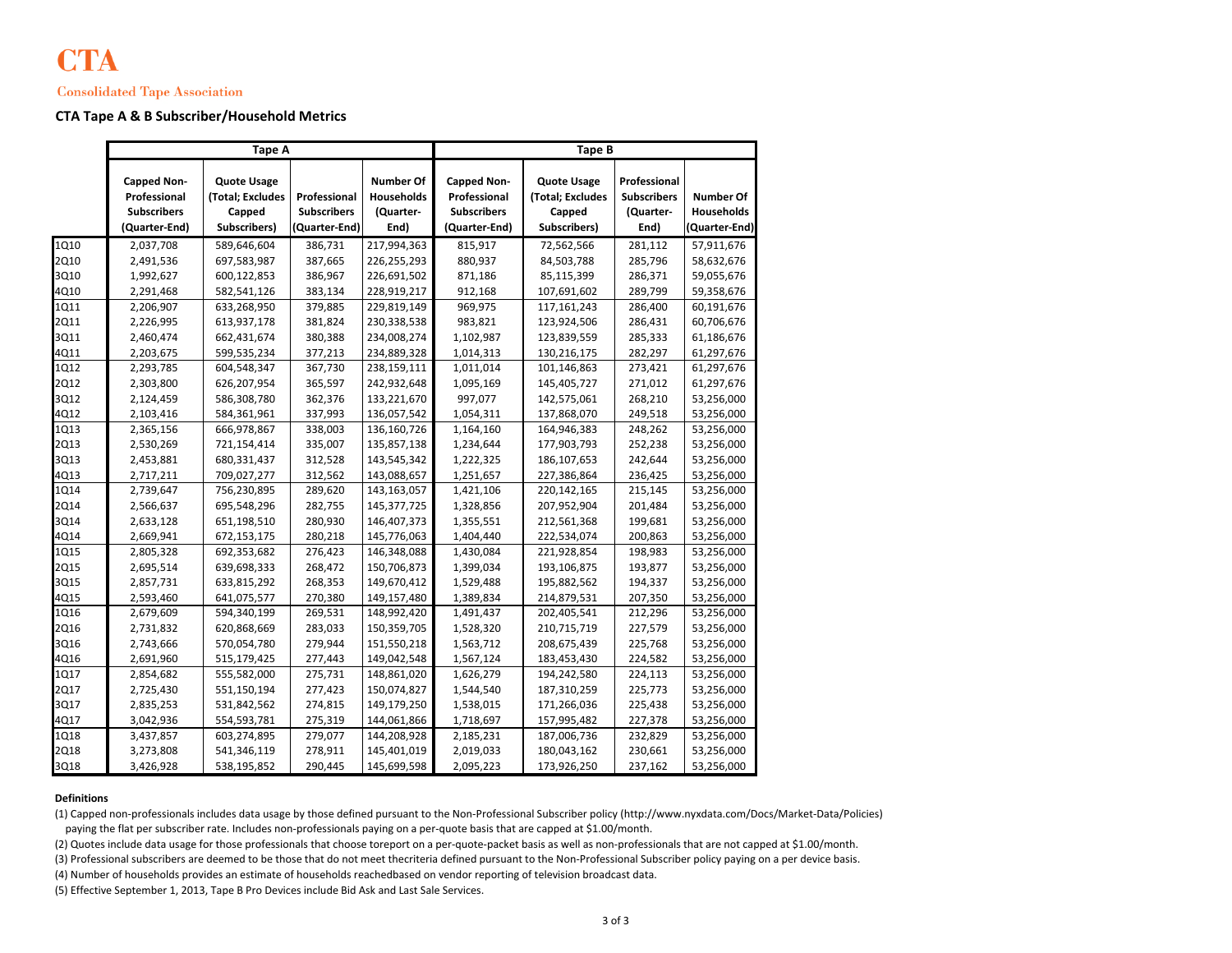# CTA

Consolidated Tape Association

## CTA Tape A & B Subscriber/Household Metrics

| | Tape A | | | | Tape B | | | |
|---|---|---|---|---|---|---|---|---|
| | Capped Non-Professional Subscribers (Quarter-End) | Quote Usage (Total; Excludes Capped Subscribers) | Professional Subscribers (Quarter-End) | Number Of Households (Quarter-End) | Capped Non-Professional Subscribers (Quarter-End) | Quote Usage (Total; Excludes Capped Subscribers) | Professional Subscribers (Quarter-End) | Number Of Households (Quarter-End) |
| 1Q10 | 2,037,708 | 589,646,604 | 386,731 | 217,994,363 | 815,917 | 72,562,566 | 281,112 | 57,911,676 |
| 2Q10 | 2,491,536 | 697,583,987 | 387,665 | 226,255,293 | 880,937 | 84,503,788 | 285,796 | 58,632,676 |
| 3Q10 | 1,992,627 | 600,122,853 | 386,967 | 226,691,502 | 871,186 | 85,115,399 | 286,371 | 59,055,676 |
| 4Q10 | 2,291,468 | 582,541,126 | 383,134 | 228,919,217 | 912,168 | 107,691,602 | 289,799 | 59,358,676 |
| 1Q11 | 2,206,907 | 633,268,950 | 379,885 | 229,819,149 | 969,975 | 117,161,243 | 286,400 | 60,191,676 |
| 2Q11 | 2,226,995 | 613,937,178 | 381,824 | 230,338,538 | 983,821 | 123,924,506 | 286,431 | 60,706,676 |
| 3Q11 | 2,460,474 | 662,431,674 | 380,388 | 234,008,274 | 1,102,987 | 123,839,559 | 285,333 | 61,186,676 |
| 4Q11 | 2,203,675 | 599,535,234 | 377,213 | 234,889,328 | 1,014,313 | 130,216,175 | 282,297 | 61,297,676 |
| 1Q12 | 2,293,785 | 604,548,347 | 367,730 | 238,159,111 | 1,011,014 | 101,146,863 | 273,421 | 61,297,676 |
| 2Q12 | 2,303,800 | 626,207,954 | 365,597 | 242,932,648 | 1,095,169 | 145,405,727 | 271,012 | 61,297,676 |
| 3Q12 | 2,124,459 | 586,308,780 | 362,376 | 133,221,670 | 997,077 | 142,575,061 | 268,210 | 53,256,000 |
| 4Q12 | 2,103,416 | 584,361,961 | 337,993 | 136,057,542 | 1,054,311 | 137,868,070 | 249,518 | 53,256,000 |
| 1Q13 | 2,365,156 | 666,978,867 | 338,003 | 136,160,726 | 1,164,160 | 164,946,383 | 248,262 | 53,256,000 |
| 2Q13 | 2,530,269 | 721,154,414 | 335,007 | 135,857,138 | 1,234,644 | 177,903,793 | 252,238 | 53,256,000 |
| 3Q13 | 2,453,881 | 680,331,437 | 312,528 | 143,545,342 | 1,222,325 | 186,107,653 | 242,644 | 53,256,000 |
| 4Q13 | 2,717,211 | 709,027,277 | 312,562 | 143,088,657 | 1,251,657 | 227,386,864 | 236,425 | 53,256,000 |
| 1Q14 | 2,739,647 | 756,230,895 | 289,620 | 143,163,057 | 1,421,106 | 220,142,165 | 215,145 | 53,256,000 |
| 2Q14 | 2,566,637 | 695,548,296 | 282,755 | 145,377,725 | 1,328,856 | 207,952,904 | 201,484 | 53,256,000 |
| 3Q14 | 2,633,128 | 651,198,510 | 280,930 | 146,407,373 | 1,355,551 | 212,561,368 | 199,681 | 53,256,000 |
| 4Q14 | 2,669,941 | 672,153,175 | 280,218 | 145,776,063 | 1,404,440 | 222,534,074 | 200,863 | 53,256,000 |
| 1Q15 | 2,805,328 | 692,353,682 | 276,423 | 146,348,088 | 1,430,084 | 221,928,854 | 198,983 | 53,256,000 |
| 2Q15 | 2,695,514 | 639,698,333 | 268,472 | 150,706,873 | 1,399,034 | 193,106,875 | 193,877 | 53,256,000 |
| 3Q15 | 2,857,731 | 633,815,292 | 268,353 | 149,670,412 | 1,529,488 | 195,882,562 | 194,337 | 53,256,000 |
| 4Q15 | 2,593,460 | 641,075,577 | 270,380 | 149,157,480 | 1,389,834 | 214,879,531 | 207,350 | 53,256,000 |
| 1Q16 | 2,679,609 | 594,340,199 | 269,531 | 148,992,420 | 1,491,437 | 202,405,541 | 212,296 | 53,256,000 |
| 2Q16 | 2,731,832 | 620,868,669 | 283,033 | 150,359,705 | 1,528,320 | 210,715,719 | 227,579 | 53,256,000 |
| 3Q16 | 2,743,666 | 570,054,780 | 279,944 | 151,550,218 | 1,563,712 | 208,675,439 | 225,768 | 53,256,000 |
| 4Q16 | 2,691,960 | 515,179,425 | 277,443 | 149,042,548 | 1,567,124 | 183,453,430 | 224,582 | 53,256,000 |
| 1Q17 | 2,854,682 | 555,582,000 | 275,731 | 148,861,020 | 1,626,279 | 194,242,580 | 224,113 | 53,256,000 |
| 2Q17 | 2,725,430 | 551,150,194 | 277,423 | 150,074,827 | 1,544,540 | 187,310,259 | 225,773 | 53,256,000 |
| 3Q17 | 2,835,253 | 531,842,562 | 274,815 | 149,179,250 | 1,538,015 | 171,266,036 | 225,438 | 53,256,000 |
| 4Q17 | 3,042,936 | 554,593,781 | 275,319 | 144,061,866 | 1,718,697 | 157,995,482 | 227,378 | 53,256,000 |
| 1Q18 | 3,437,857 | 603,274,895 | 279,077 | 144,208,928 | 2,185,231 | 187,006,736 | 232,829 | 53,256,000 |
| 2Q18 | 3,273,808 | 541,346,119 | 278,911 | 145,401,019 | 2,019,033 | 180,043,162 | 230,661 | 53,256,000 |
| 3Q18 | 3,426,928 | 538,195,852 | 290,445 | 145,699,598 | 2,095,223 | 173,926,250 | 237,162 | 53,256,000 |

**Definitions**

(1) Capped non-professionals includes data usage by those defined pursuant to the Non-Professional Subscriber policy (http://www.nyxdata.com/Docs/Market-Data/Policies) paying the flat per subscriber rate. Includes non-professionals paying on a per-quote basis that are capped at $1.00/month.

(2) Quotes include data usage for those professionals that choose toreport on a per-quote-packet basis as well as non-professionals that are not capped at $1.00/month.

(3) Professional subscribers are deemed to be those that do not meet thecriteria defined pursuant to the Non-Professional Subscriber policy paying on a per device basis.

(4) Number of households provides an estimate of households reachedbased on vendor reporting of television broadcast data.

(5) Effective September 1, 2013, Tape B Pro Devices include Bid Ask and Last Sale Services.